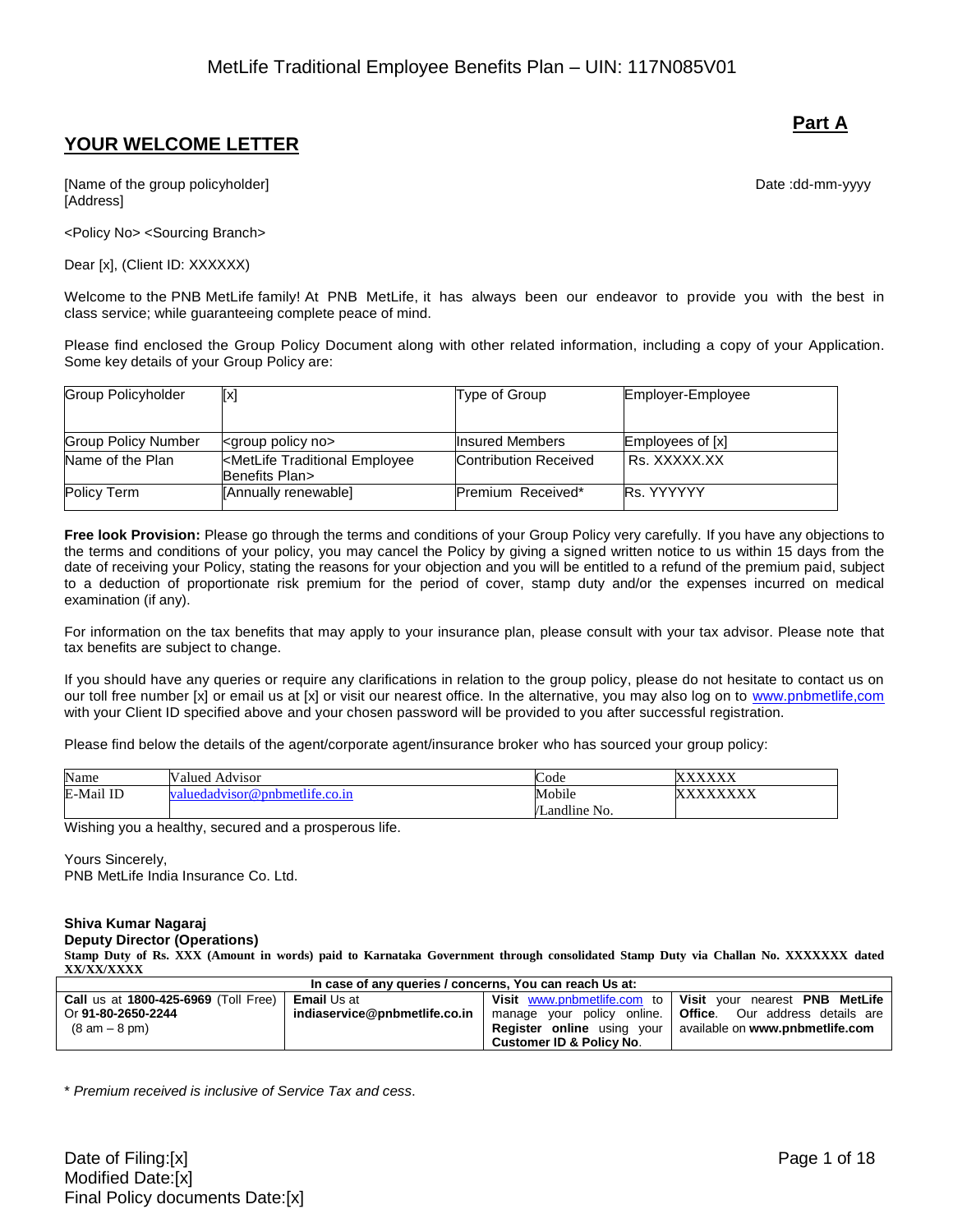**Part A**

## YOUR WELCOME LETTER

[Name of the group policyholder]
[Address]

Date :dd-mm-yyyy

<Policy No> <Sourcing Branch>

Dear [x], (Client ID: XXXXXX)

Welcome to the PNB MetLife family! At PNB MetLife, it has always been our endeavor to provide you with the best in class service; while guaranteeing complete peace of mind.

Please find enclosed the Group Policy Document along with other related information, including a copy of your Application. Some key details of your Group Policy are:

| Group Policyholder | [x] | Type of Group | Employer-Employee |
|---|---|---|---|
| Group Policy Number | <group policy no> | Insured Members | Employees of [x] |
| Name of the Plan | <MetLife Traditional Employee Benefits Plan> | Contribution Received | Rs. XXXXX.XX |
| Policy Term | [Annually renewable] | Premium Received* | Rs. YYYYYY |

**Free look Provision:** Please go through the terms and conditions of your Group Policy very carefully. If you have any objections to the terms and conditions of your policy, you may cancel the Policy by giving a signed written notice to us within 15 days from the date of receiving your Policy, stating the reasons for your objection and you will be entitled to a refund of the premium paid, subject to a deduction of proportionate risk premium for the period of cover, stamp duty and/or the expenses incurred on medical examination (if any).

For information on the tax benefits that may apply to your insurance plan, please consult with your tax advisor. Please note that tax benefits are subject to change.

If you should have any queries or require any clarifications in relation to the group policy, please do not hesitate to contact us on our toll free number [x] or email us at [x] or visit our nearest office. In the alternative, you may also log on to www.pnbmetlife,com with your Client ID specified above and your chosen password will be provided to you after successful registration.

Please find below the details of the agent/corporate agent/insurance broker who has sourced your group policy:

| Name | Valued Advisor | Code | XXXXXX |
|---|---|---|---|
| E-Mail ID | valuedadvisor@pnbmetlife.co.in | Mobile /Landline No. | XXXXXXXX |

Wishing you a healthy, secured and a prosperous life.

Yours Sincerely,
PNB MetLife India Insurance Co. Ltd.

**Shiva Kumar Nagaraj**
**Deputy Director (Operations)**

**Stamp Duty of Rs. XXX (Amount in words) paid to Karnataka Government through consolidated Stamp Duty via Challan No. XXXXXXX dated XX/XX/XXXX**

| In case of any queries / concerns, You can reach Us at: | | | |
|---|---|---|---|
| **Call** us at **1800-425-6969** (Toll Free) Or **91-80-2650-2244** (8 am – 8 pm) | **Email** Us at **indiaservice@pnbmetlife.co.in** | **Visit** www.pnbmetlife.com to manage your policy online. **Register online** using your **Customer ID & Policy No**. | **Visit** your nearest **PNB MetLife Office**. Our address details are available on **www.pnbmetlife.com** |

* *Premium received is inclusive of Service Tax and cess.*

Date of Filing:[x]
Modified Date:[x]
Final Policy documents Date:[x]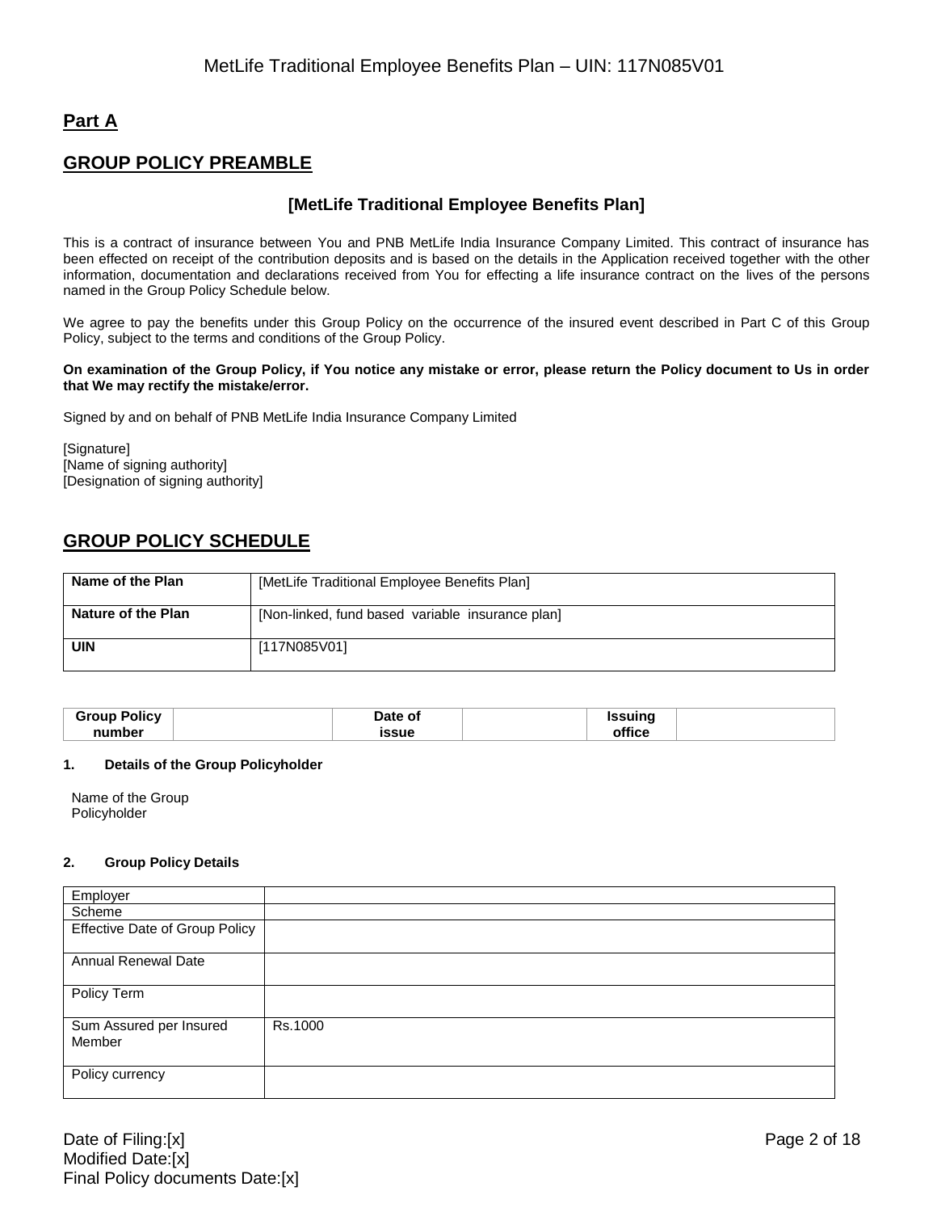## Part A

## GROUP POLICY PREAMBLE

### [MetLife Traditional Employee Benefits Plan]

This is a contract of insurance between You and PNB MetLife India Insurance Company Limited. This contract of insurance has been effected on receipt of the contribution deposits and is based on the details in the Application received together with the other information, documentation and declarations received from You for effecting a life insurance contract on the lives of the persons named in the Group Policy Schedule below.

We agree to pay the benefits under this Group Policy on the occurrence of the insured event described in Part C of this Group Policy, subject to the terms and conditions of the Group Policy.

**On examination of the Group Policy, if You notice any mistake or error, please return the Policy document to Us in order that We may rectify the mistake/error.**

Signed by and on behalf of PNB MetLife India Insurance Company Limited

[Signature]
[Name of signing authority]
[Designation of signing authority]

## GROUP POLICY SCHEDULE

| Name of the Plan | [MetLife Traditional Employee Benefits Plan] |
|---|---|
| Nature of the Plan | [Non-linked, fund based variable insurance plan] |
| UIN | [117N085V01] |

| Group Policy number | | Date of issue | | Issuing office | |
|---|---|---|---|---|---|

**1. Details of the Group Policyholder**

Name of the Group Policyholder

**2. Group Policy Details**

| Employer | |
|---|---|
| Scheme | |
| Effective Date of Group Policy | |
| Annual Renewal Date | |
| Policy Term | |
| Sum Assured per Insured Member | Rs.1000 |
| Policy currency | |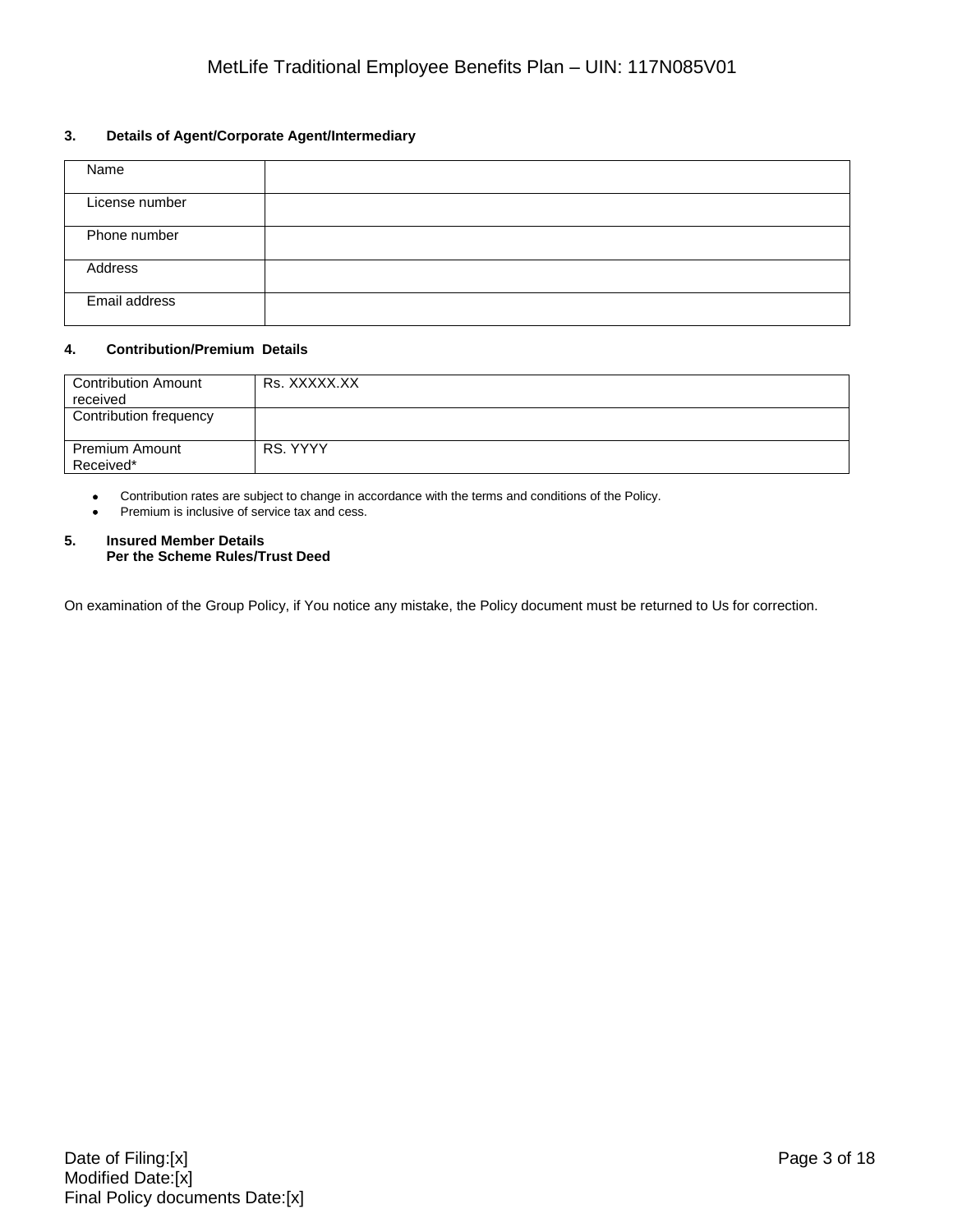### 3. Details of Agent/Corporate Agent/Intermediary

| Name | |
|---|---|
| License number | |
| Phone number | |
| Address | |
| Email address | |

### 4. Contribution/Premium Details

| Contribution Amount received | Rs. XXXXX.XX |
|---|---|
| Contribution frequency | |
| Premium Amount Received* | RS. YYYY |

- Contribution rates are subject to change in accordance with the terms and conditions of the Policy.
- Premium is inclusive of service tax and cess.

### 5. Insured Member Details
**Per the Scheme Rules/Trust Deed**

On examination of the Group Policy, if You notice any mistake, the Policy document must be returned to Us for correction.

Date of Filing:[x]
Modified Date:[x]
Final Policy documents Date:[x]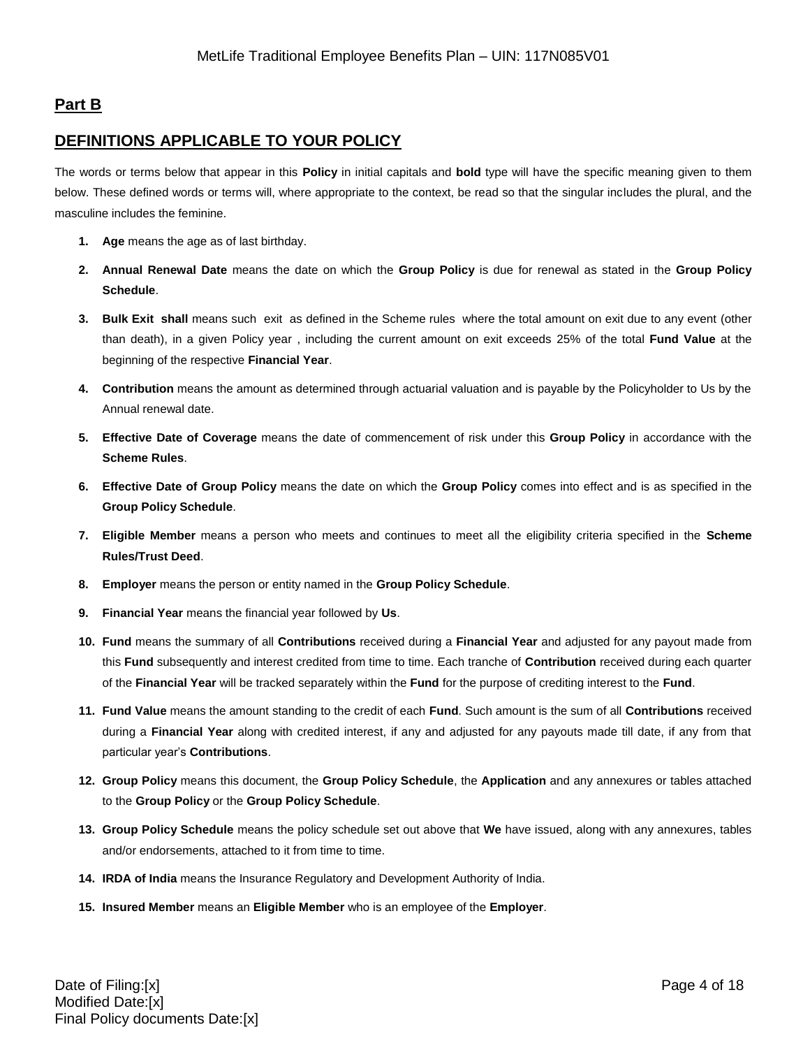## Part B

## DEFINITIONS APPLICABLE TO YOUR POLICY

The words or terms below that appear in this **Policy** in initial capitals and **bold** type will have the specific meaning given to them below. These defined words or terms will, where appropriate to the context, be read so that the singular includes the plural, and the masculine includes the feminine.

1. **Age** means the age as of last birthday.
2. **Annual Renewal Date** means the date on which the **Group Policy** is due for renewal as stated in the **Group Policy Schedule**.
3. **Bulk Exit shall** means such exit as defined in the Scheme rules where the total amount on exit due to any event (other than death), in a given Policy year , including the current amount on exit exceeds 25% of the total **Fund Value** at the beginning of the respective **Financial Year**.
4. **Contribution** means the amount as determined through actuarial valuation and is payable by the Policyholder to Us by the Annual renewal date.
5. **Effective Date of Coverage** means the date of commencement of risk under this **Group Policy** in accordance with the **Scheme Rules**.
6. **Effective Date of Group Policy** means the date on which the **Group Policy** comes into effect and is as specified in the **Group Policy Schedule**.
7. **Eligible Member** means a person who meets and continues to meet all the eligibility criteria specified in the **Scheme Rules/Trust Deed**.
8. **Employer** means the person or entity named in the **Group Policy Schedule**.
9. **Financial Year** means the financial year followed by **Us**.
10. **Fund** means the summary of all **Contributions** received during a **Financial Year** and adjusted for any payout made from this **Fund** subsequently and interest credited from time to time. Each tranche of **Contribution** received during each quarter of the **Financial Year** will be tracked separately within the **Fund** for the purpose of crediting interest to the **Fund**.
11. **Fund Value** means the amount standing to the credit of each **Fund**. Such amount is the sum of all **Contributions** received during a **Financial Year** along with credited interest, if any and adjusted for any payouts made till date, if any from that particular year's **Contributions**.
12. **Group Policy** means this document, the **Group Policy Schedule**, the **Application** and any annexures or tables attached to the **Group Policy** or the **Group Policy Schedule**.
13. **Group Policy Schedule** means the policy schedule set out above that **We** have issued, along with any annexures, tables and/or endorsements, attached to it from time to time.
14. **IRDA of India** means the Insurance Regulatory and Development Authority of India.
15. **Insured Member** means an **Eligible Member** who is an employee of the **Employer**.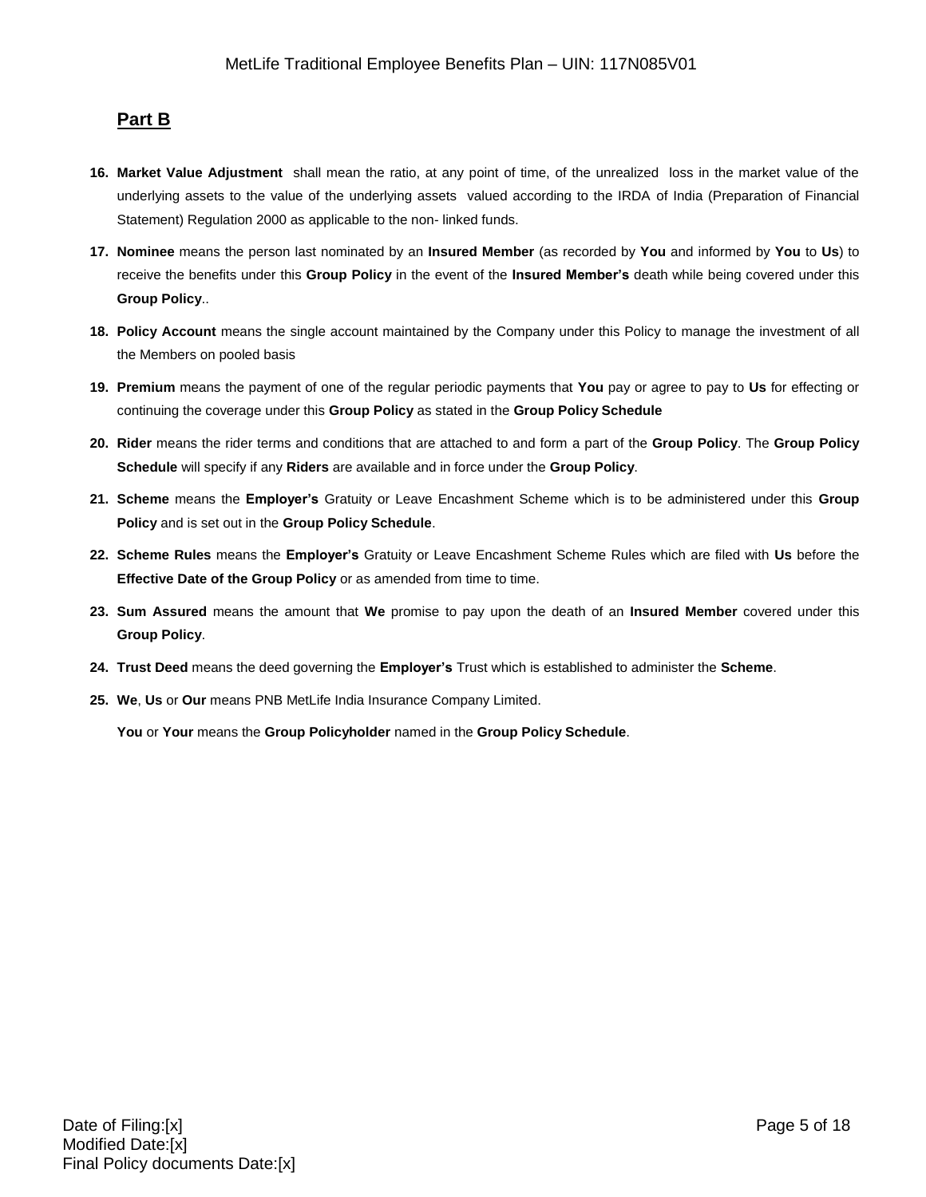## Part B

16. **Market Value Adjustment** shall mean the ratio, at any point of time, of the unrealized loss in the market value of the underlying assets to the value of the underlying assets valued according to the IRDA of India (Preparation of Financial Statement) Regulation 2000 as applicable to the non- linked funds.

17. **Nominee** means the person last nominated by an **Insured Member** (as recorded by **You** and informed by **You** to **Us**) to receive the benefits under this **Group Policy** in the event of the **Insured Member's** death while being covered under this **Group Policy**..

18. **Policy Account** means the single account maintained by the Company under this Policy to manage the investment of all the Members on pooled basis

19. **Premium** means the payment of one of the regular periodic payments that **You** pay or agree to pay to **Us** for effecting or continuing the coverage under this **Group Policy** as stated in the **Group Policy Schedule**

20. **Rider** means the rider terms and conditions that are attached to and form a part of the **Group Policy**. The **Group Policy Schedule** will specify if any **Riders** are available and in force under the **Group Policy**.

21. **Scheme** means the **Employer's** Gratuity or Leave Encashment Scheme which is to be administered under this **Group Policy** and is set out in the **Group Policy Schedule**.

22. **Scheme Rules** means the **Employer's** Gratuity or Leave Encashment Scheme Rules which are filed with **Us** before the **Effective Date of the Group Policy** or as amended from time to time.

23. **Sum Assured** means the amount that **We** promise to pay upon the death of an **Insured Member** covered under this **Group Policy**.

24. **Trust Deed** means the deed governing the **Employer's** Trust which is established to administer the **Scheme**.

25. **We**, **Us** or **Our** means PNB MetLife India Insurance Company Limited.

    **You** or **Your** means the **Group Policyholder** named in the **Group Policy Schedule**.

Date of Filing:[x]
Modified Date:[x]
Final Policy documents Date:[x]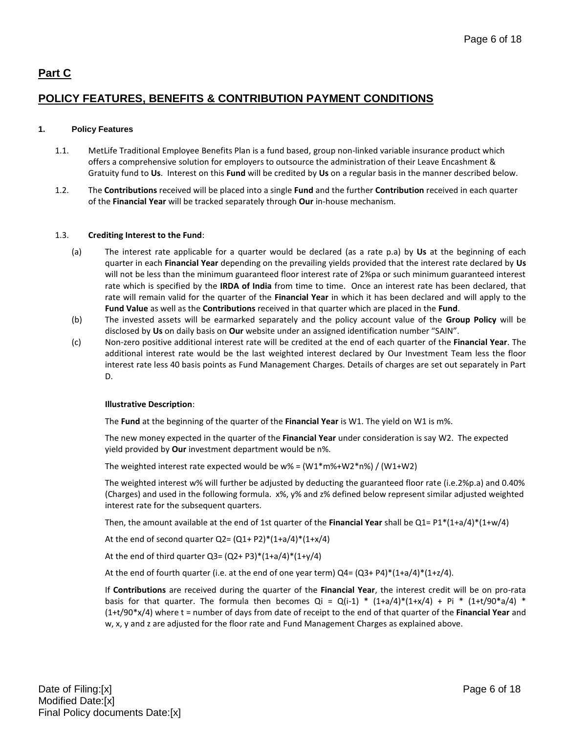## Part C

## POLICY FEATURES, BENEFITS & CONTRIBUTION PAYMENT CONDITIONS

### 1. Policy Features

1.1. MetLife Traditional Employee Benefits Plan is a fund based, group non-linked variable insurance product which offers a comprehensive solution for employers to outsource the administration of their Leave Encashment & Gratuity fund to **Us**. Interest on this **Fund** will be credited by **Us** on a regular basis in the manner described below.

1.2. The **Contributions** received will be placed into a single **Fund** and the further **Contribution** received in each quarter of the **Financial Year** will be tracked separately through **Our** in-house mechanism.

1.3. **Crediting Interest to the Fund**:

(a) The interest rate applicable for a quarter would be declared (as a rate p.a) by **Us** at the beginning of each quarter in each **Financial Year** depending on the prevailing yields provided that the interest rate declared by **Us** will not be less than the minimum guaranteed floor interest rate of 2%pa or such minimum guaranteed interest rate which is specified by the **IRDA of India** from time to time. Once an interest rate has been declared, that rate will remain valid for the quarter of the **Financial Year** in which it has been declared and will apply to the **Fund Value** as well as the **Contributions** received in that quarter which are placed in the **Fund**.

(b) The invested assets will be earmarked separately and the policy account value of the **Group Policy** will be disclosed by **Us** on daily basis on **Our** website under an assigned identification number "SAIN".

(c) Non-zero positive additional interest rate will be credited at the end of each quarter of the **Financial Year**. The additional interest rate would be the last weighted interest declared by Our Investment Team less the floor interest rate less 40 basis points as Fund Management Charges. Details of charges are set out separately in Part D.

**Illustrative Description**:

The **Fund** at the beginning of the quarter of the **Financial Year** is W1. The yield on W1 is m%.

The new money expected in the quarter of the **Financial Year** under consideration is say W2. The expected yield provided by **Our** investment department would be n%.

The weighted interest rate expected would be $w\% = (W1*m\%+W2*n\%) / (W1+W2)$

The weighted interest w% will further be adjusted by deducting the guaranteed floor rate (i.e.2%p.a) and 0.40% (Charges) and used in the following formula. x%, y% and z% defined below represent similar adjusted weighted interest rate for the subsequent quarters.

Then, the amount available at the end of 1st quarter of the **Financial Year** shall be $Q1= P1*(1+a/4)*(1+w/4)$

At the end of second quarter $Q2= (Q1+ P2)*(1+a/4)*(1+x/4)$

At the end of third quarter $Q3= (Q2+ P3)*(1+a/4)*(1+y/4)$

At the end of fourth quarter (i.e. at the end of one year term) $Q4= (Q3+ P4)*(1+a/4)*(1+z/4)$.

If **Contributions** are received during the quarter of the **Financial Year**, the interest credit will be on pro-rata basis for that quarter. The formula then becomes $Qi = Q(i-1) * (1+a/4)*(1+x/4) + Pi * (1+t/90*a/4) * (1+t/90*x/4)$ where t = number of days from date of receipt to the end of that quarter of the **Financial Year** and w, x, y and z are adjusted for the floor rate and Fund Management Charges as explained above.

Date of Filing:[x]
Modified Date:[x]
Final Policy documents Date:[x]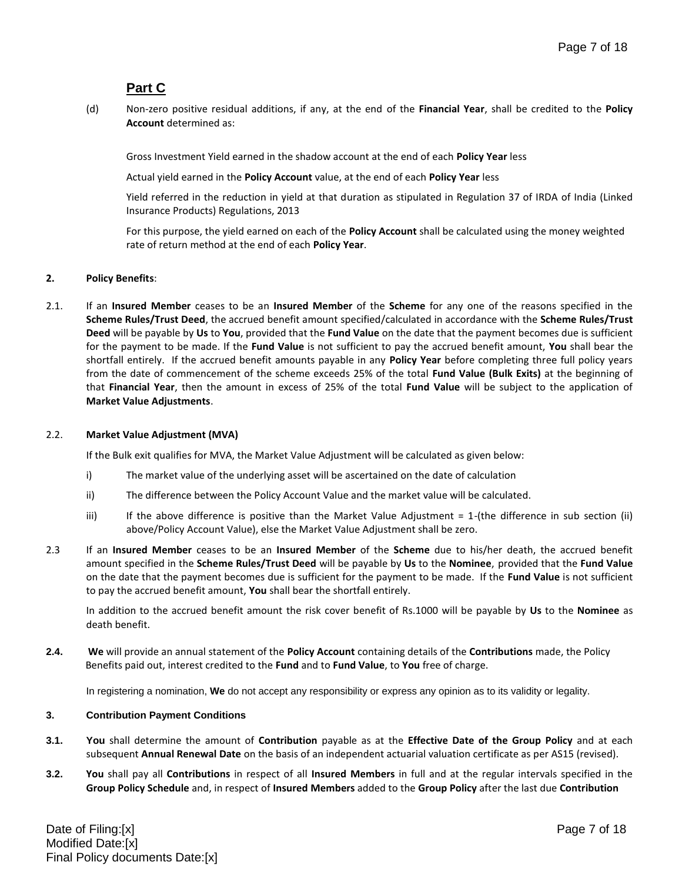## Part C

(d) Non-zero positive residual additions, if any, at the end of the **Financial Year**, shall be credited to the **Policy Account** determined as:

Gross Investment Yield earned in the shadow account at the end of each **Policy Year** less

Actual yield earned in the **Policy Account** value, at the end of each **Policy Year** less

Yield referred in the reduction in yield at that duration as stipulated in Regulation 37 of IRDA of India (Linked Insurance Products) Regulations, 2013

For this purpose, the yield earned on each of the **Policy Account** shall be calculated using the money weighted rate of return method at the end of each **Policy Year**.

**2. Policy Benefits**:

2.1. If an **Insured Member** ceases to be an **Insured Member** of the **Scheme** for any one of the reasons specified in the **Scheme Rules/Trust Deed**, the accrued benefit amount specified/calculated in accordance with the **Scheme Rules/Trust Deed** will be payable by **Us** to **You**, provided that the **Fund Value** on the date that the payment becomes due is sufficient for the payment to be made. If the **Fund Value** is not sufficient to pay the accrued benefit amount, **You** shall bear the shortfall entirely. If the accrued benefit amounts payable in any **Policy Year** before completing three full policy years from the date of commencement of the scheme exceeds 25% of the total **Fund Value (Bulk Exits)** at the beginning of that **Financial Year**, then the amount in excess of 25% of the total **Fund Value** will be subject to the application of **Market Value Adjustments**.

2.2. **Market Value Adjustment (MVA)**

If the Bulk exit qualifies for MVA, the Market Value Adjustment will be calculated as given below:

i) The market value of the underlying asset will be ascertained on the date of calculation

ii) The difference between the Policy Account Value and the market value will be calculated.

iii) If the above difference is positive than the Market Value Adjustment = 1-(the difference in sub section (ii) above/Policy Account Value), else the Market Value Adjustment shall be zero.

2.3 If an **Insured Member** ceases to be an **Insured Member** of the **Scheme** due to his/her death, the accrued benefit amount specified in the **Scheme Rules/Trust Deed** will be payable by **Us** to the **Nominee**, provided that the **Fund Value** on the date that the payment becomes due is sufficient for the payment to be made. If the **Fund Value** is not sufficient to pay the accrued benefit amount, **You** shall bear the shortfall entirely.

In addition to the accrued benefit amount the risk cover benefit of Rs.1000 will be payable by **Us** to the **Nominee** as death benefit.

**2.4.** **We** will provide an annual statement of the **Policy Account** containing details of the **Contributions** made, the Policy Benefits paid out, interest credited to the **Fund** and to **Fund Value**, to **You** free of charge.

In registering a nomination, **We** do not accept any responsibility or express any opinion as to its validity or legality.

**3. Contribution Payment Conditions**

**3.1.** **You** shall determine the amount of **Contribution** payable as at the **Effective Date of the Group Policy** and at each subsequent **Annual Renewal Date** on the basis of an independent actuarial valuation certificate as per AS15 (revised).

**3.2.** **You** shall pay all **Contributions** in respect of all **Insured Members** in full and at the regular intervals specified in the **Group Policy Schedule** and, in respect of **Insured Members** added to the **Group Policy** after the last due **Contribution**

Date of Filing:[x]
Modified Date:[x]
Final Policy documents Date:[x]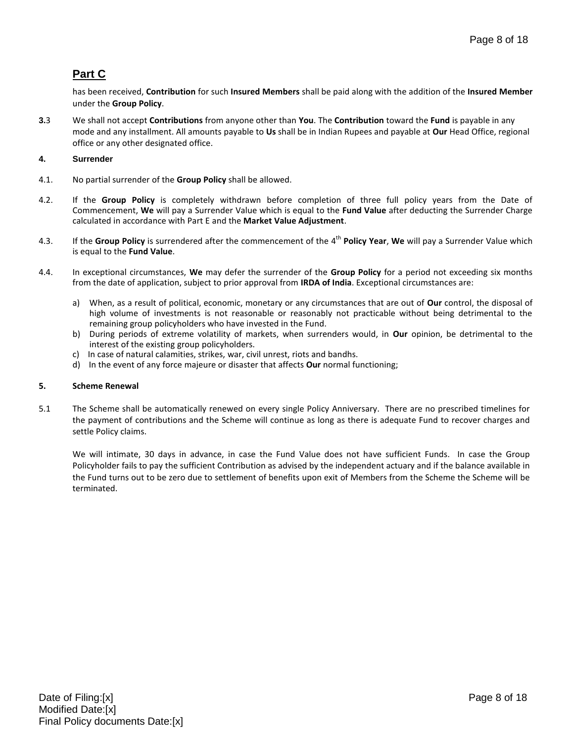## Part C

has been received, **Contribution** for such **Insured Members** shall be paid along with the addition of the **Insured Member** under the **Group Policy**.

**3.**3 We shall not accept **Contributions** from anyone other than **You**. The **Contribution** toward the **Fund** is payable in any mode and any installment. All amounts payable to **Us** shall be in Indian Rupees and payable at **Our** Head Office, regional office or any other designated office.

**4. Surrender**

4.1. No partial surrender of the **Group Policy** shall be allowed.

4.2. If the **Group Policy** is completely withdrawn before completion of three full policy years from the Date of Commencement, **We** will pay a Surrender Value which is equal to the **Fund Value** after deducting the Surrender Charge calculated in accordance with Part E and the **Market Value Adjustment**.

4.3. If the **Group Policy** is surrendered after the commencement of the 4th **Policy Year**, **We** will pay a Surrender Value which is equal to the **Fund Value**.

4.4. In exceptional circumstances, **We** may defer the surrender of the **Group Policy** for a period not exceeding six months from the date of application, subject to prior approval from **IRDA of India**. Exceptional circumstances are:

a) When, as a result of political, economic, monetary or any circumstances that are out of **Our** control, the disposal of high volume of investments is not reasonable or reasonably not practicable without being detrimental to the remaining group policyholders who have invested in the Fund.
b) During periods of extreme volatility of markets, when surrenders would, in **Our** opinion, be detrimental to the interest of the existing group policyholders.
c) In case of natural calamities, strikes, war, civil unrest, riots and bandhs.
d) In the event of any force majeure or disaster that affects **Our** normal functioning;

**5. Scheme Renewal**

5.1 The Scheme shall be automatically renewed on every single Policy Anniversary. There are no prescribed timelines for the payment of contributions and the Scheme will continue as long as there is adequate Fund to recover charges and settle Policy claims.

We will intimate, 30 days in advance, in case the Fund Value does not have sufficient Funds. In case the Group Policyholder fails to pay the sufficient Contribution as advised by the independent actuary and if the balance available in the Fund turns out to be zero due to settlement of benefits upon exit of Members from the Scheme the Scheme will be terminated.

Date of Filing:[x]
Modified Date:[x]
Final Policy documents Date:[x]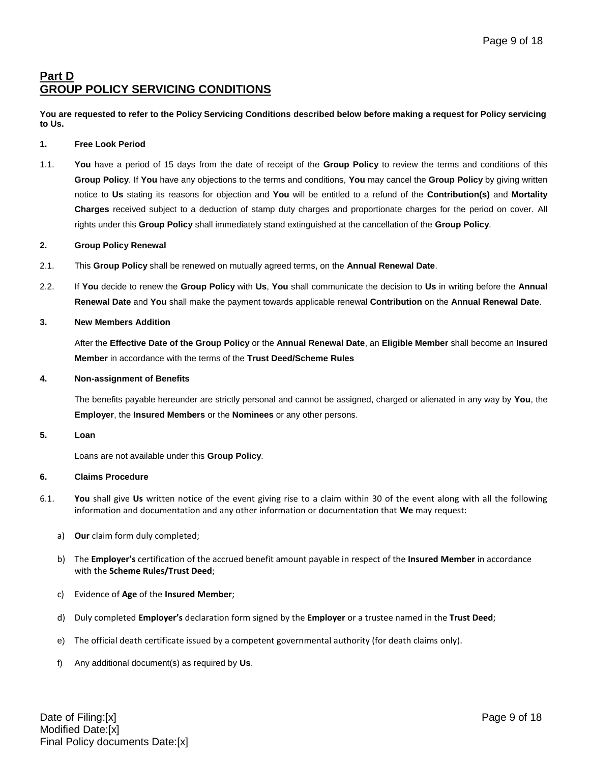## Part D
## GROUP POLICY SERVICING CONDITIONS

**You are requested to refer to the Policy Servicing Conditions described below before making a request for Policy servicing to Us.**

**1. Free Look Period**

1.1. **You** have a period of 15 days from the date of receipt of the **Group Policy** to review the terms and conditions of this **Group Policy**. If **You** have any objections to the terms and conditions, **You** may cancel the **Group Policy** by giving written notice to **Us** stating its reasons for objection and **You** will be entitled to a refund of the **Contribution(s)** and **Mortality Charges** received subject to a deduction of stamp duty charges and proportionate charges for the period on cover. All rights under this **Group Policy** shall immediately stand extinguished at the cancellation of the **Group Policy**.

**2. Group Policy Renewal**

2.1. This **Group Policy** shall be renewed on mutually agreed terms, on the **Annual Renewal Date**.

2.2. If **You** decide to renew the **Group Policy** with **Us**, **You** shall communicate the decision to **Us** in writing before the **Annual Renewal Date** and **You** shall make the payment towards applicable renewal **Contribution** on the **Annual Renewal Date**.

**3. New Members Addition**

After the **Effective Date of the Group Policy** or the **Annual Renewal Date**, an **Eligible Member** shall become an **Insured Member** in accordance with the terms of the **Trust Deed/Scheme Rules**

**4. Non-assignment of Benefits**

The benefits payable hereunder are strictly personal and cannot be assigned, charged or alienated in any way by **You**, the **Employer**, the **Insured Members** or the **Nominees** or any other persons.

**5. Loan**

Loans are not available under this **Group Policy**.

**6. Claims Procedure**

6.1. **You** shall give **Us** written notice of the event giving rise to a claim within 30 of the event along with all the following information and documentation and any other information or documentation that **We** may request:

a) **Our** claim form duly completed;

b) The **Employer's** certification of the accrued benefit amount payable in respect of the **Insured Member** in accordance with the **Scheme Rules/Trust Deed**;

c) Evidence of **Age** of the **Insured Member**;

d) Duly completed **Employer's** declaration form signed by the **Employer** or a trustee named in the **Trust Deed**;

e) The official death certificate issued by a competent governmental authority (for death claims only).

f) Any additional document(s) as required by **Us**.

Date of Filing:[x]
Modified Date:[x]
Final Policy documents Date:[x]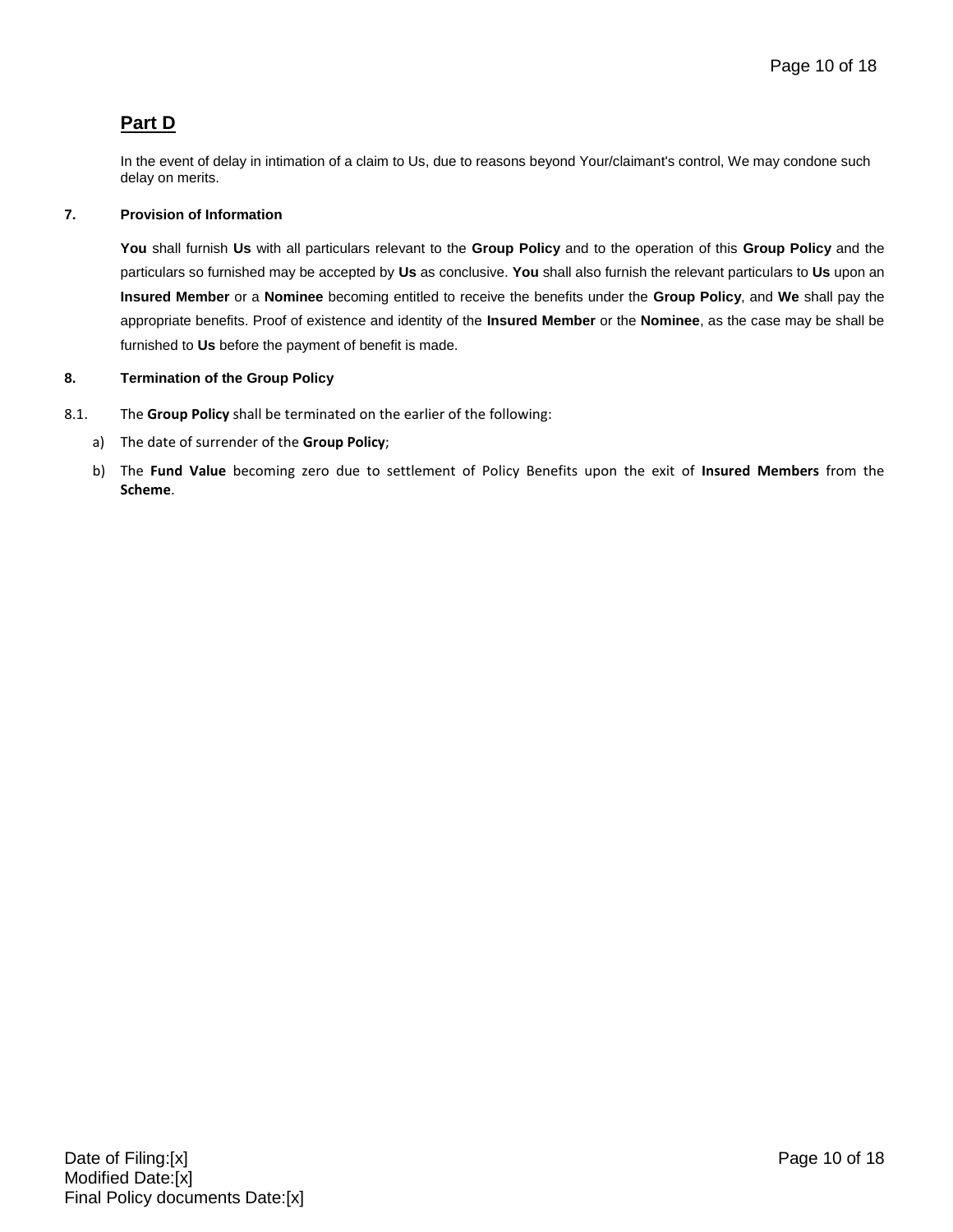## Part D

In the event of delay in intimation of a claim to Us, due to reasons beyond Your/claimant's control, We may condone such delay on merits.

**7. Provision of Information**

**You** shall furnish **Us** with all particulars relevant to the **Group Policy** and to the operation of this **Group Policy** and the particulars so furnished may be accepted by **Us** as conclusive. **You** shall also furnish the relevant particulars to **Us** upon an **Insured Member** or a **Nominee** becoming entitled to receive the benefits under the **Group Policy**, and **We** shall pay the appropriate benefits. Proof of existence and identity of the **Insured Member** or the **Nominee**, as the case may be shall be furnished to **Us** before the payment of benefit is made.

**8. Termination of the Group Policy**

8.1. The **Group Policy** shall be terminated on the earlier of the following:

a) The date of surrender of the **Group Policy**;

b) The **Fund Value** becoming zero due to settlement of Policy Benefits upon the exit of **Insured Members** from the **Scheme**.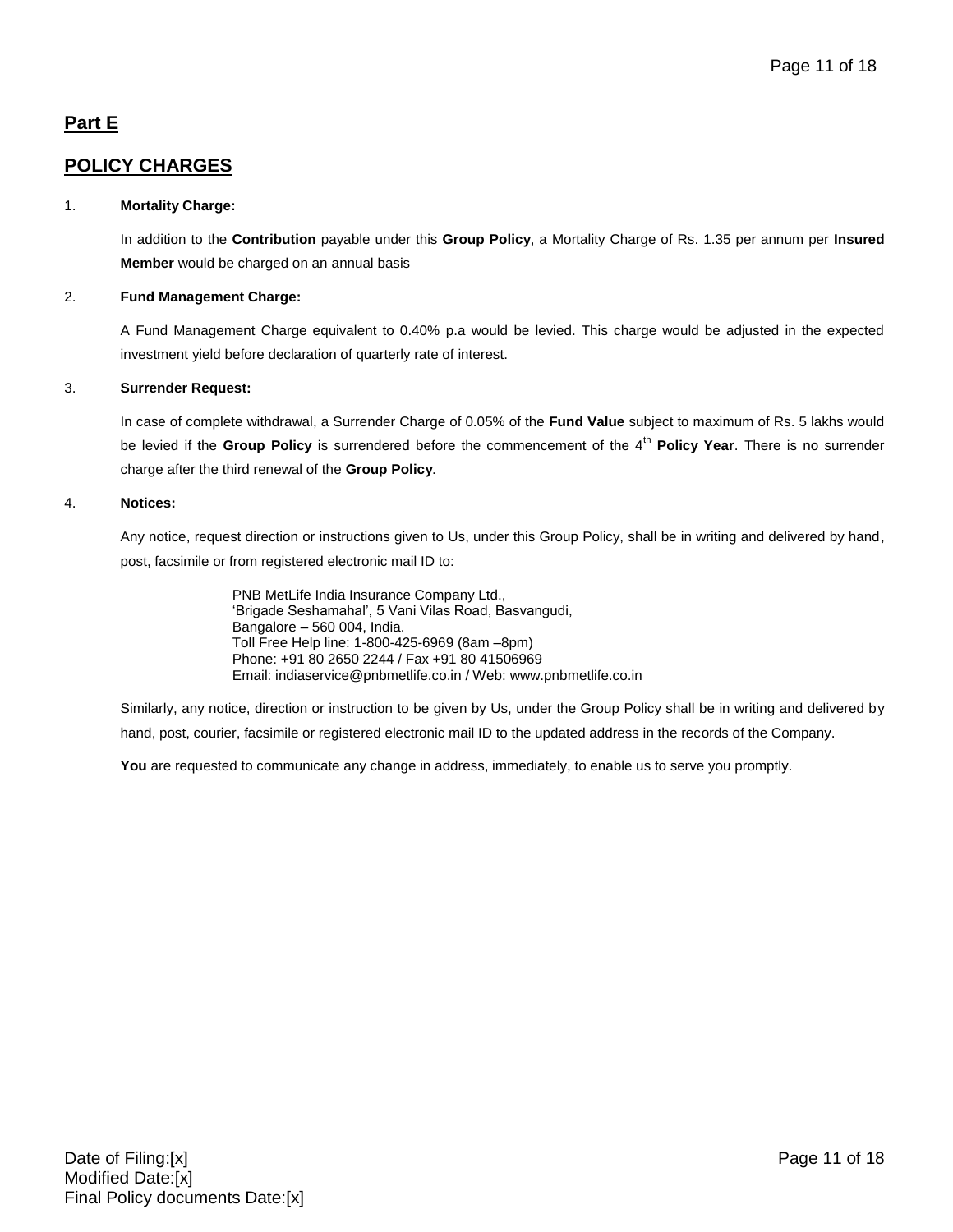## Part E

## POLICY CHARGES

1. **Mortality Charge:**

   In addition to the **Contribution** payable under this **Group Policy**, a Mortality Charge of Rs. 1.35 per annum per **Insured Member** would be charged on an annual basis

2. **Fund Management Charge:**

   A Fund Management Charge equivalent to 0.40% p.a would be levied. This charge would be adjusted in the expected investment yield before declaration of quarterly rate of interest.

3. **Surrender Request:**

   In case of complete withdrawal, a Surrender Charge of 0.05% of the **Fund Value** subject to maximum of Rs. 5 lakhs would be levied if the **Group Policy** is surrendered before the commencement of the 4th **Policy Year**. There is no surrender charge after the third renewal of the **Group Policy**.

4. **Notices:**

   Any notice, request direction or instructions given to Us, under this Group Policy, shall be in writing and delivered by hand, post, facsimile or from registered electronic mail ID to:

   PNB MetLife India Insurance Company Ltd.,
   'Brigade Seshamahal', 5 Vani Vilas Road, Basvangudi,
   Bangalore – 560 004, India.
   Toll Free Help line: 1-800-425-6969 (8am –8pm)
   Phone: +91 80 2650 2244 / Fax +91 80 41506969
   Email: indiaservice@pnbmetlife.co.in / Web: www.pnbmetlife.co.in

   Similarly, any notice, direction or instruction to be given by Us, under the Group Policy shall be in writing and delivered by hand, post, courier, facsimile or registered electronic mail ID to the updated address in the records of the Company.

   **You** are requested to communicate any change in address, immediately, to enable us to serve you promptly.

Date of Filing:[x]
Modified Date:[x]
Final Policy documents Date:[x]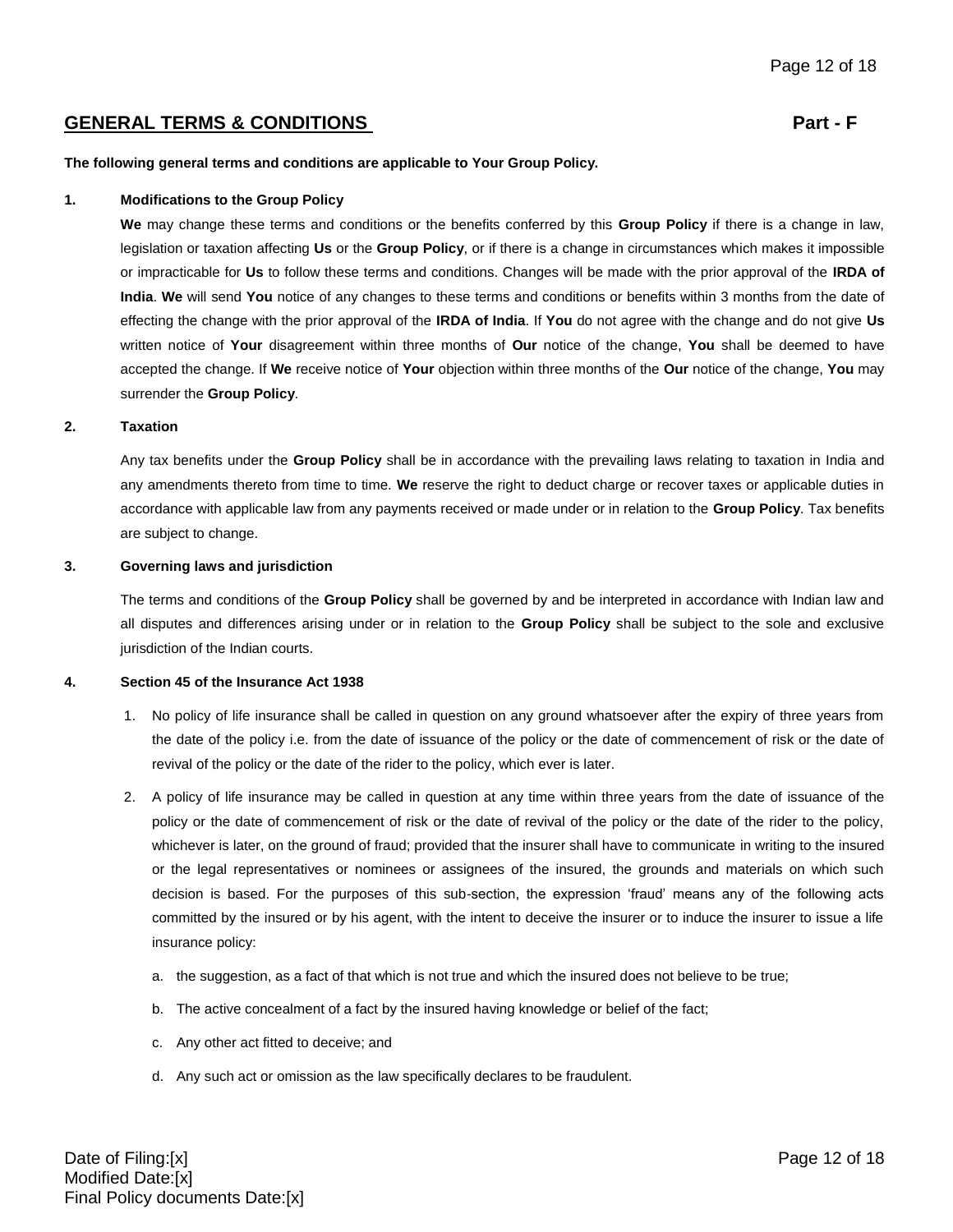## GENERAL TERMS & CONDITIONS — Part - F

**The following general terms and conditions are applicable to Your Group Policy.**

**1. Modifications to the Group Policy**

**We** may change these terms and conditions or the benefits conferred by this **Group Policy** if there is a change in law, legislation or taxation affecting **Us** or the **Group Policy**, or if there is a change in circumstances which makes it impossible or impracticable for **Us** to follow these terms and conditions. Changes will be made with the prior approval of the **IRDA of India**. **We** will send **You** notice of any changes to these terms and conditions or benefits within 3 months from the date of effecting the change with the prior approval of the **IRDA of India**. If **You** do not agree with the change and do not give **Us** written notice of **Your** disagreement within three months of **Our** notice of the change, **You** shall be deemed to have accepted the change. If **We** receive notice of **Your** objection within three months of the **Our** notice of the change, **You** may surrender the **Group Policy**.

**2. Taxation**

Any tax benefits under the **Group Policy** shall be in accordance with the prevailing laws relating to taxation in India and any amendments thereto from time to time. **We** reserve the right to deduct charge or recover taxes or applicable duties in accordance with applicable law from any payments received or made under or in relation to the **Group Policy**. Tax benefits are subject to change.

**3. Governing laws and jurisdiction**

The terms and conditions of the **Group Policy** shall be governed by and be interpreted in accordance with Indian law and all disputes and differences arising under or in relation to the **Group Policy** shall be subject to the sole and exclusive jurisdiction of the Indian courts.

**4. Section 45 of the Insurance Act 1938**

1. No policy of life insurance shall be called in question on any ground whatsoever after the expiry of three years from the date of the policy i.e. from the date of issuance of the policy or the date of commencement of risk or the date of revival of the policy or the date of the rider to the policy, which ever is later.
2. A policy of life insurance may be called in question at any time within three years from the date of issuance of the policy or the date of commencement of risk or the date of revival of the policy or the date of the rider to the policy, whichever is later, on the ground of fraud; provided that the insurer shall have to communicate in writing to the insured or the legal representatives or nominees or assignees of the insured, the grounds and materials on which such decision is based. For the purposes of this sub-section, the expression 'fraud' means any of the following acts committed by the insured or by his agent, with the intent to deceive the insurer or to induce the insurer to issue a life insurance policy:
   a. the suggestion, as a fact of that which is not true and which the insured does not believe to be true;
   b. The active concealment of a fact by the insured having knowledge or belief of the fact;
   c. Any other act fitted to deceive; and
   d. Any such act or omission as the law specifically declares to be fraudulent.

Date of Filing:[x]
Modified Date:[x]
Final Policy documents Date:[x]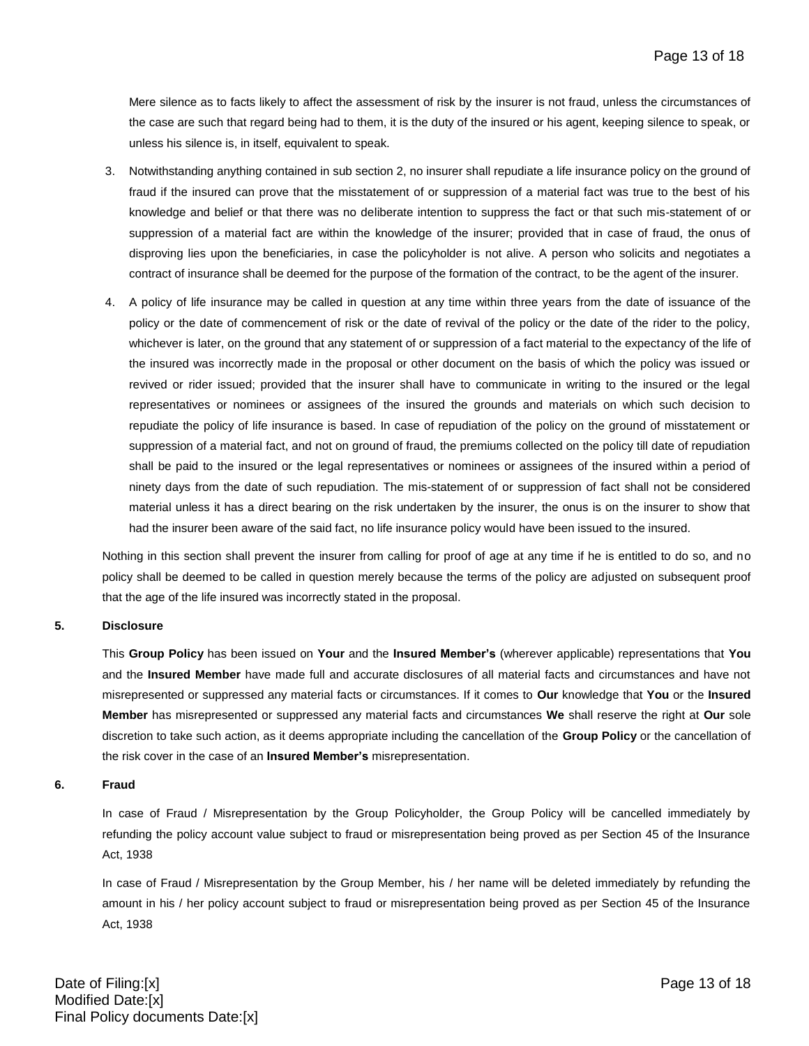Mere silence as to facts likely to affect the assessment of risk by the insurer is not fraud, unless the circumstances of the case are such that regard being had to them, it is the duty of the insured or his agent, keeping silence to speak, or unless his silence is, in itself, equivalent to speak.

3. Notwithstanding anything contained in sub section 2, no insurer shall repudiate a life insurance policy on the ground of fraud if the insured can prove that the misstatement of or suppression of a material fact was true to the best of his knowledge and belief or that there was no deliberate intention to suppress the fact or that such mis-statement of or suppression of a material fact are within the knowledge of the insurer; provided that in case of fraud, the onus of disproving lies upon the beneficiaries, in case the policyholder is not alive. A person who solicits and negotiates a contract of insurance shall be deemed for the purpose of the formation of the contract, to be the agent of the insurer.

4. A policy of life insurance may be called in question at any time within three years from the date of issuance of the policy or the date of commencement of risk or the date of revival of the policy or the date of the rider to the policy, whichever is later, on the ground that any statement of or suppression of a fact material to the expectancy of the life of the insured was incorrectly made in the proposal or other document on the basis of which the policy was issued or revived or rider issued; provided that the insurer shall have to communicate in writing to the insured or the legal representatives or nominees or assignees of the insured the grounds and materials on which such decision to repudiate the policy of life insurance is based. In case of repudiation of the policy on the ground of misstatement or suppression of a material fact, and not on ground of fraud, the premiums collected on the policy till date of repudiation shall be paid to the insured or the legal representatives or nominees or assignees of the insured within a period of ninety days from the date of such repudiation. The mis-statement of or suppression of fact shall not be considered material unless it has a direct bearing on the risk undertaken by the insurer, the onus is on the insurer to show that had the insurer been aware of the said fact, no life insurance policy would have been issued to the insured.

Nothing in this section shall prevent the insurer from calling for proof of age at any time if he is entitled to do so, and no policy shall be deemed to be called in question merely because the terms of the policy are adjusted on subsequent proof that the age of the life insured was incorrectly stated in the proposal.

**5. Disclosure**

This **Group Policy** has been issued on **Your** and the **Insured Member's** (wherever applicable) representations that **You** and the **Insured Member** have made full and accurate disclosures of all material facts and circumstances and have not misrepresented or suppressed any material facts or circumstances. If it comes to **Our** knowledge that **You** or the **Insured Member** has misrepresented or suppressed any material facts and circumstances **We** shall reserve the right at **Our** sole discretion to take such action, as it deems appropriate including the cancellation of the **Group Policy** or the cancellation of the risk cover in the case of an **Insured Member's** misrepresentation.

**6. Fraud**

In case of Fraud / Misrepresentation by the Group Policyholder, the Group Policy will be cancelled immediately by refunding the policy account value subject to fraud or misrepresentation being proved as per Section 45 of the Insurance Act, 1938

In case of Fraud / Misrepresentation by the Group Member, his / her name will be deleted immediately by refunding the amount in his / her policy account subject to fraud or misrepresentation being proved as per Section 45 of the Insurance Act, 1938

Date of Filing:[x]
Modified Date:[x]
Final Policy documents Date:[x]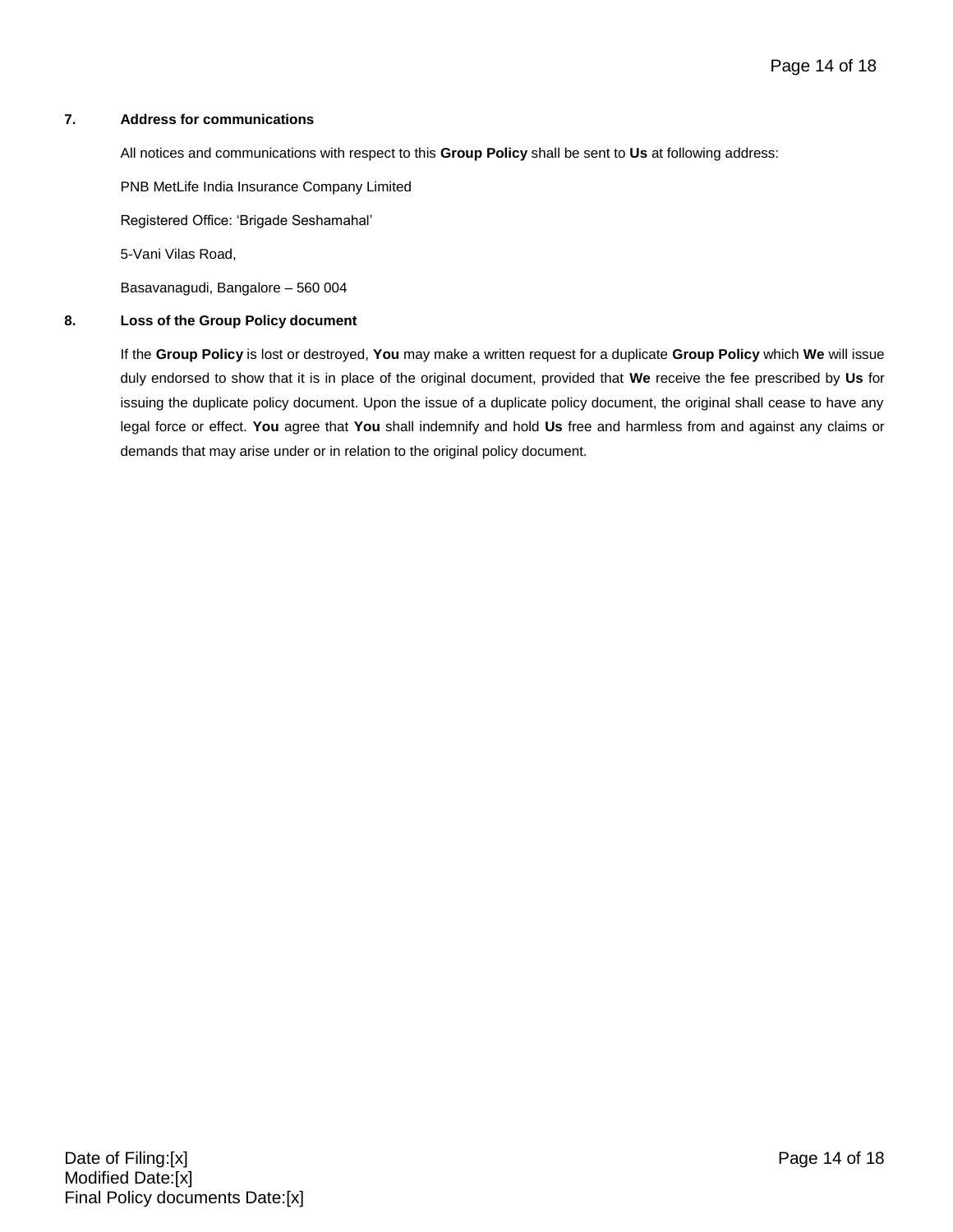**7. Address for communications**

All notices and communications with respect to this **Group Policy** shall be sent to **Us** at following address:

PNB MetLife India Insurance Company Limited

Registered Office: 'Brigade Seshamahal'

5-Vani Vilas Road,

Basavanagudi, Bangalore – 560 004

**8. Loss of the Group Policy document**

If the **Group Policy** is lost or destroyed, **You** may make a written request for a duplicate **Group Policy** which **We** will issue duly endorsed to show that it is in place of the original document, provided that **We** receive the fee prescribed by **Us** for issuing the duplicate policy document. Upon the issue of a duplicate policy document, the original shall cease to have any legal force or effect. **You** agree that **You** shall indemnify and hold **Us** free and harmless from and against any claims or demands that may arise under or in relation to the original policy document.

Date of Filing:[x]
Modified Date:[x]
Final Policy documents Date:[x]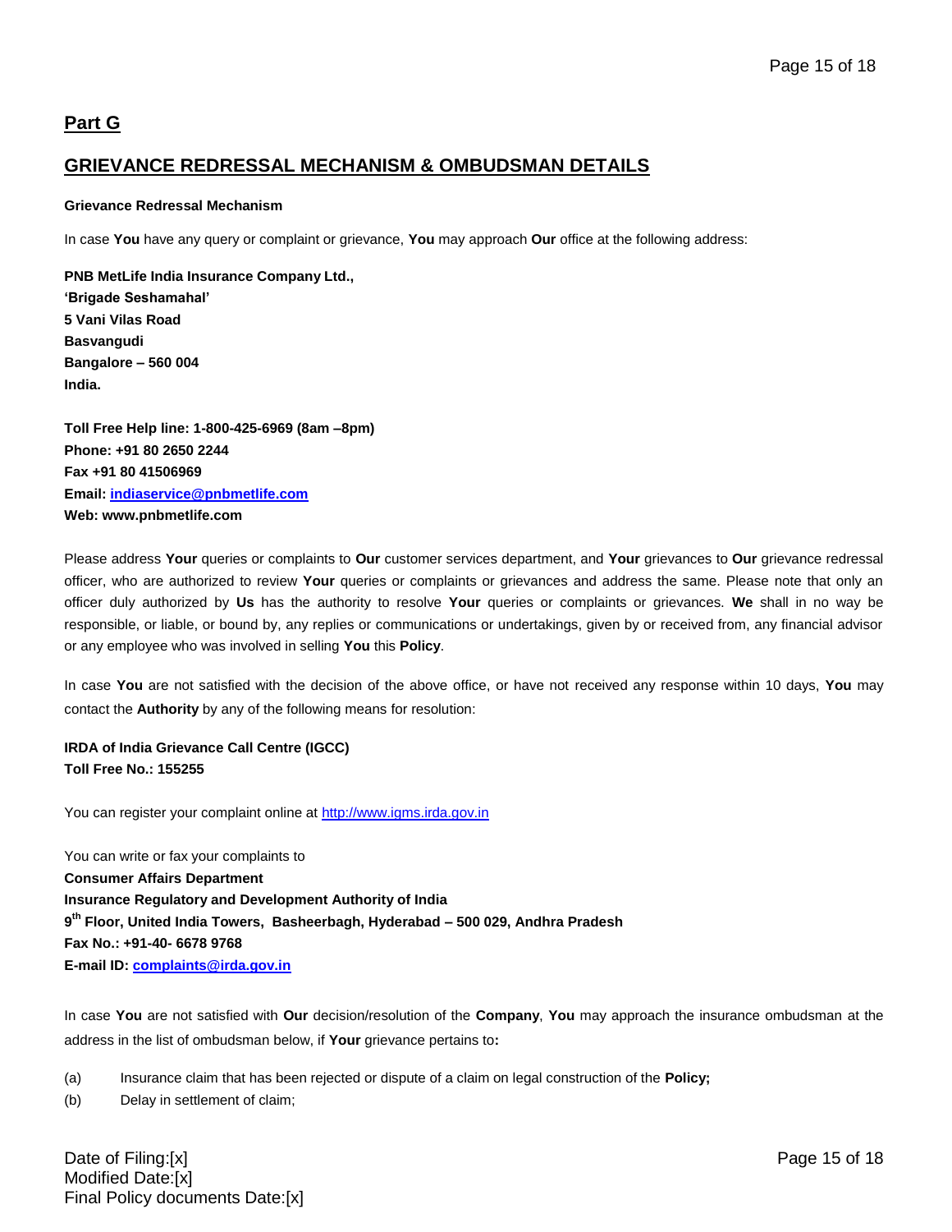## Part G

## GRIEVANCE REDRESSAL MECHANISM & OMBUDSMAN DETAILS

**Grievance Redressal Mechanism**

In case **You** have any query or complaint or grievance, **You** may approach **Our** office at the following address:

**PNB MetLife India Insurance Company Ltd.,**
**'Brigade Seshamahal'**
**5 Vani Vilas Road**
**Basvangudi**
**Bangalore – 560 004**
**India.**

**Toll Free Help line: 1-800-425-6969 (8am –8pm)**
**Phone: +91 80 2650 2244**
**Fax +91 80 41506969**
**Email: indiaservice@pnbmetlife.com**
**Web: www.pnbmetlife.com**

Please address **Your** queries or complaints to **Our** customer services department, and **Your** grievances to **Our** grievance redressal officer, who are authorized to review **Your** queries or complaints or grievances and address the same. Please note that only an officer duly authorized by **Us** has the authority to resolve **Your** queries or complaints or grievances. **We** shall in no way be responsible, or liable, or bound by, any replies or communications or undertakings, given by or received from, any financial advisor or any employee who was involved in selling **You** this **Policy**.

In case **You** are not satisfied with the decision of the above office, or have not received any response within 10 days, **You** may contact the **Authority** by any of the following means for resolution:

**IRDA of India Grievance Call Centre (IGCC)**
**Toll Free No.: 155255**

You can register your complaint online at http://www.igms.irda.gov.in

You can write or fax your complaints to
**Consumer Affairs Department**
**Insurance Regulatory and Development Authority of India**
**9th Floor, United India Towers, Basheerbagh, Hyderabad – 500 029, Andhra Pradesh**
**Fax No.: +91-40- 6678 9768**
**E-mail ID: complaints@irda.gov.in**

In case **You** are not satisfied with **Our** decision/resolution of the **Company**, **You** may approach the insurance ombudsman at the address in the list of ombudsman below, if **Your** grievance pertains to**:**

(a) Insurance claim that has been rejected or dispute of a claim on legal construction of the **Policy;**
(b) Delay in settlement of claim;

Date of Filing:[x]
Modified Date:[x]
Final Policy documents Date:[x]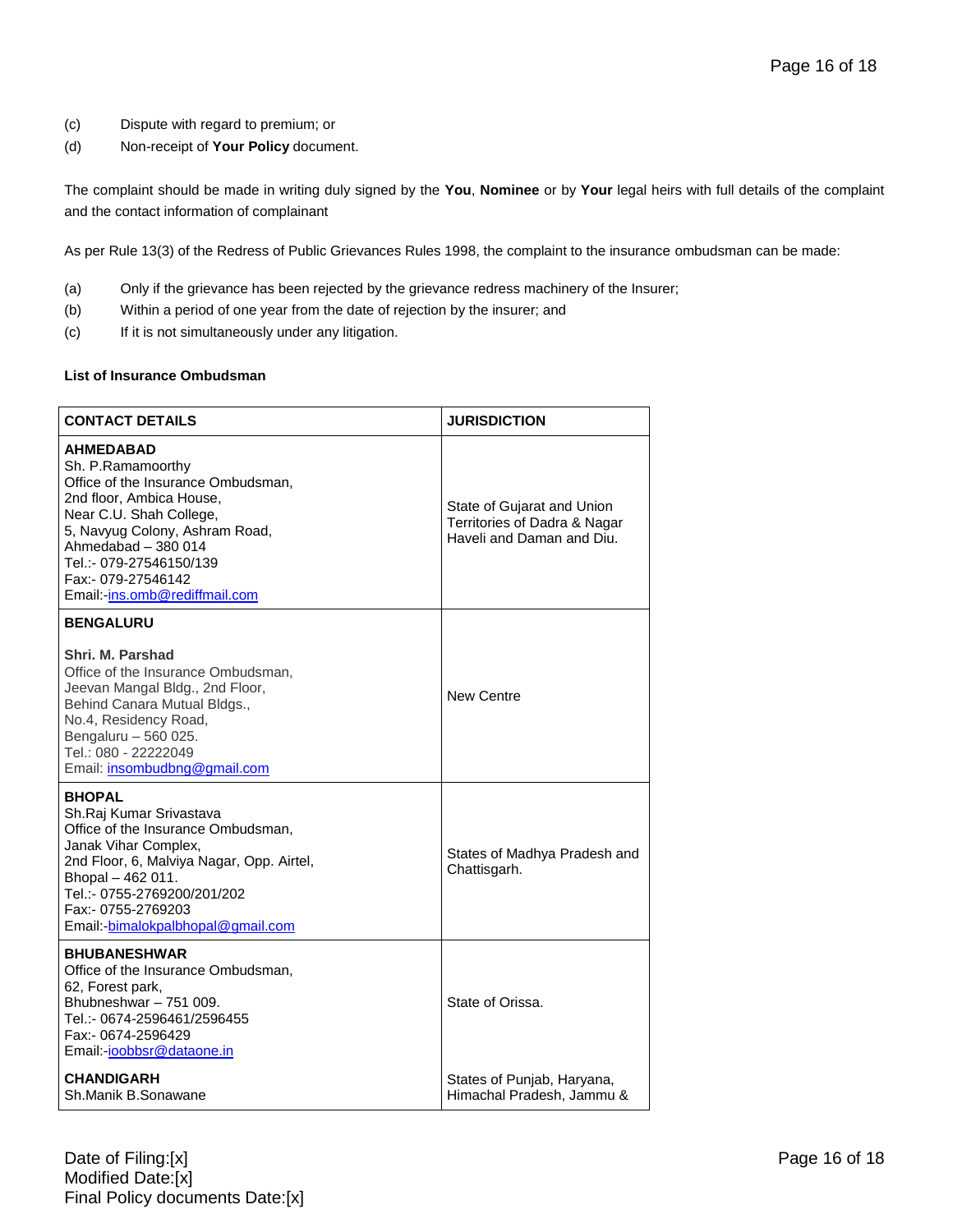(c) Dispute with regard to premium; or

(d) Non-receipt of **Your Policy** document.

The complaint should be made in writing duly signed by the **You**, **Nominee** or by **Your** legal heirs with full details of the complaint and the contact information of complainant

As per Rule 13(3) of the Redress of Public Grievances Rules 1998, the complaint to the insurance ombudsman can be made:

(a) Only if the grievance has been rejected by the grievance redress machinery of the Insurer;

(b) Within a period of one year from the date of rejection by the insurer; and

(c) If it is not simultaneously under any litigation.

**List of Insurance Ombudsman**

| **CONTACT DETAILS** | **JURISDICTION** |
|---|---|
| **AHMEDABAD**<br>Sh. P.Ramamoorthy<br>Office of the Insurance Ombudsman,<br>2nd floor, Ambica House,<br>Near C.U. Shah College,<br>5, Navyug Colony, Ashram Road,<br>Ahmedabad – 380 014<br>Tel.:- 079-27546150/139<br>Fax:- 079-27546142<br>Email:-ins.omb@rediffmail.com | State of Gujarat and Union Territories of Dadra & Nagar Haveli and Daman and Diu. |
| **BENGALURU**<br><br>**Shri. M. Parshad**<br>Office of the Insurance Ombudsman,<br>Jeevan Mangal Bldg., 2nd Floor,<br>Behind Canara Mutual Bldgs.,<br>No.4, Residency Road,<br>Bengaluru – 560 025.<br>Tel.: 080 - 22222049<br>Email: insombudbng@gmail.com | New Centre |
| **BHOPAL**<br>Sh.Raj Kumar Srivastava<br>Office of the Insurance Ombudsman,<br>Janak Vihar Complex,<br>2nd Floor, 6, Malviya Nagar, Opp. Airtel,<br>Bhopal – 462 011.<br>Tel.:- 0755-2769200/201/202<br>Fax:- 0755-2769203<br>Email:-bimalokpalbhopal@gmail.com | States of Madhya Pradesh and Chattisgarh. |
| **BHUBANESHWAR**<br>Office of the Insurance Ombudsman,<br>62, Forest park,<br>Bhubneshwar – 751 009.<br>Tel.:- 0674-2596461/2596455<br>Fax:- 0674-2596429<br>Email:-ioobbsr@dataone.in | State of Orissa. |
| **CHANDIGARH**<br>Sh.Manik B.Sonawane | States of Punjab, Haryana, Himachal Pradesh, Jammu & |

Date of Filing:[x]
Modified Date:[x]
Final Policy documents Date:[x]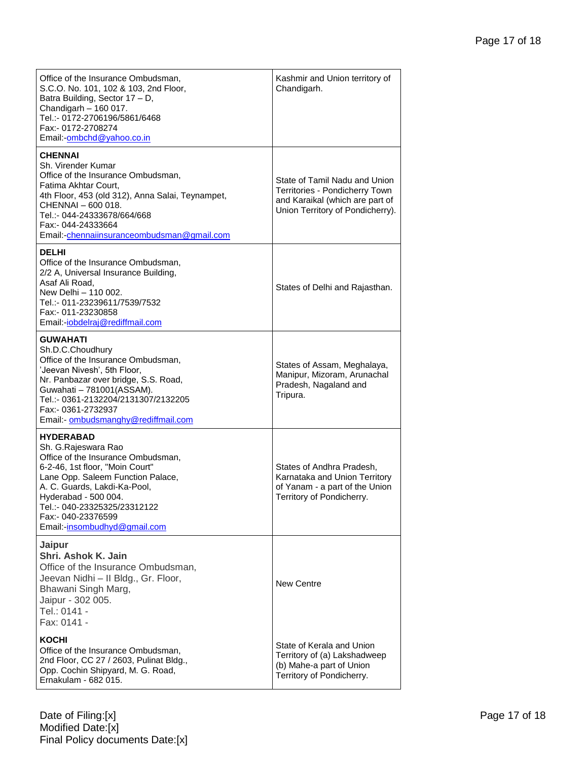| | |
|---|---|
| Office of the Insurance Ombudsman,<br>S.C.O. No. 101, 102 & 103, 2nd Floor,<br>Batra Building, Sector 17 – D,<br>Chandigarh – 160 017.<br>Tel.:- 0172-2706196/5861/6468<br>Fax:- 0172-2708274<br>Email:-ombchd@yahoo.co.in | Kashmir and Union territory of Chandigarh. |
| **CHENNAI**<br>Sh. Virender Kumar<br>Office of the Insurance Ombudsman,<br>Fatima Akhtar Court,<br>4th Floor, 453 (old 312), Anna Salai, Teynampet,<br>CHENNAI – 600 018.<br>Tel.:- 044-24333678/664/668<br>Fax:- 044-24333664<br>Email:-chennaiinsuranceombudsman@gmail.com | State of Tamil Nadu and Union Territories - Pondicherry Town and Karaikal (which are part of Union Territory of Pondicherry). |
| **DELHI**<br>Office of the Insurance Ombudsman,<br>2/2 A, Universal Insurance Building,<br>Asaf Ali Road,<br>New Delhi – 110 002.<br>Tel.:- 011-23239611/7539/7532<br>Fax:- 011-23230858<br>Email:-iobdelraj@rediffmail.com | States of Delhi and Rajasthan. |
| **GUWAHATI**<br>Sh.D.C.Choudhury<br>Office of the Insurance Ombudsman,<br>'Jeevan Nivesh', 5th Floor,<br>Nr. Panbazar over bridge, S.S. Road,<br>Guwahati – 781001(ASSAM).<br>Tel.:- 0361-2132204/2131307/2132205<br>Fax:- 0361-2732937<br>Email:- ombudsmanghy@rediffmail.com | States of Assam, Meghalaya, Manipur, Mizoram, Arunachal Pradesh, Nagaland and Tripura. |
| **HYDERABAD**<br>Sh. G.Rajeswara Rao<br>Office of the Insurance Ombudsman,<br>6-2-46, 1st floor, "Moin Court"<br>Lane Opp. Saleem Function Palace,<br>A. C. Guards, Lakdi-Ka-Pool,<br>Hyderabad - 500 004.<br>Tel.:- 040-23325325/23312122<br>Fax:- 040-23376599<br>Email:-insombudhyd@gmail.com | States of Andhra Pradesh, Karnataka and Union Territory of Yanam - a part of the Union Territory of Pondicherry. |
| **Jaipur**<br>**Shri. Ashok K. Jain**<br>Office of the Insurance Ombudsman,<br>Jeevan Nidhi – II Bldg., Gr. Floor,<br>Bhawani Singh Marg,<br>Jaipur - 302 005.<br>Tel.: 0141 -<br>Fax: 0141 - | New Centre |
| **KOCHI**<br>Office of the Insurance Ombudsman,<br>2nd Floor, CC 27 / 2603, Pulinat Bldg.,<br>Opp. Cochin Shipyard, M. G. Road,<br>Ernakulam - 682 015. | State of Kerala and Union Territory of (a) Lakshadweep (b) Mahe-a part of Union Territory of Pondicherry. |

Date of Filing:[x]
Modified Date:[x]
Final Policy documents Date:[x]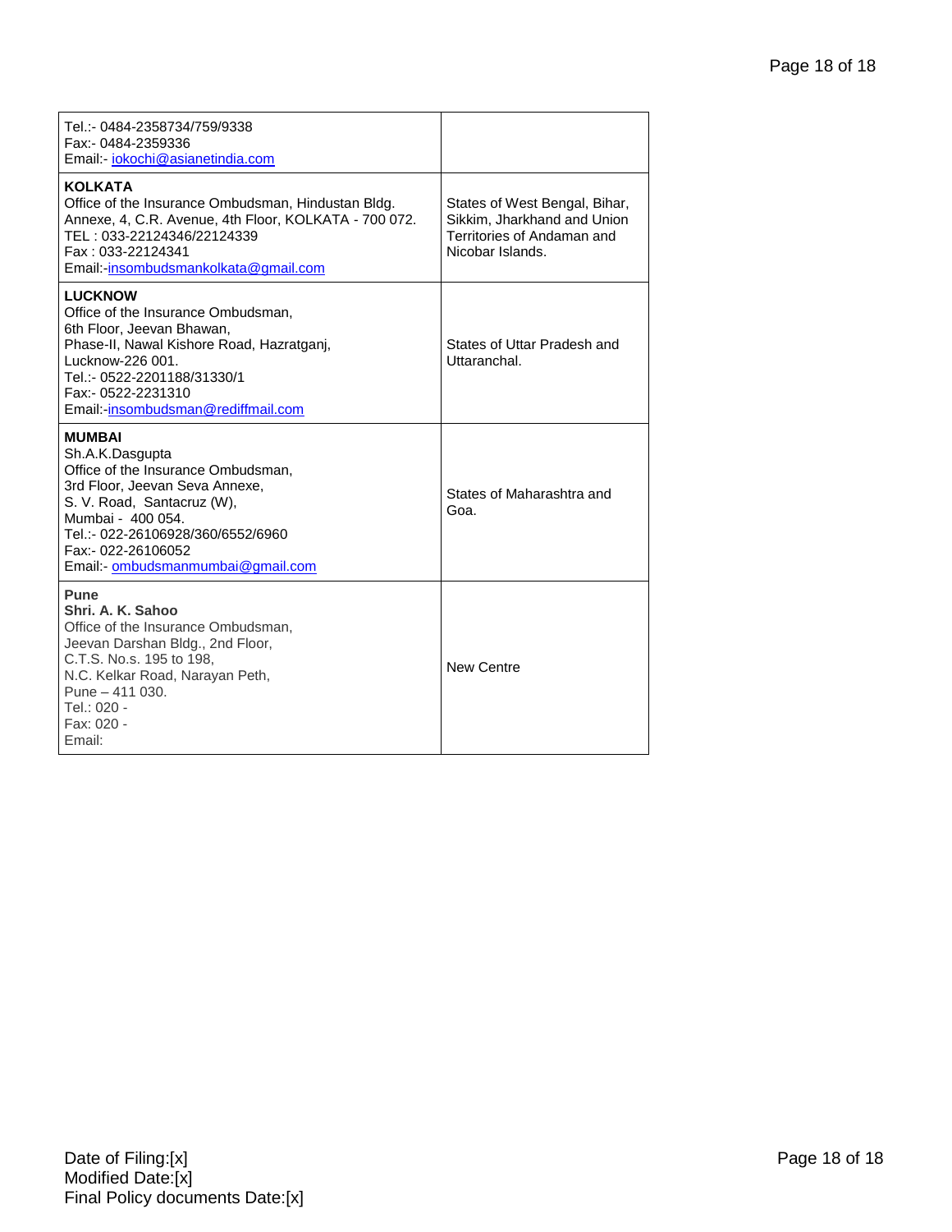| | |
|---|---|
| Tel.:- 0484-2358734/759/9338<br>Fax:- 0484-2359336<br>Email:- iokochi@asianetindia.com | |
| **KOLKATA**<br>Office of the Insurance Ombudsman, Hindustan Bldg. Annexe, 4, C.R. Avenue, 4th Floor, KOLKATA - 700 072.<br>TEL : 033-22124346/22124339<br>Fax : 033-22124341<br>Email:-insombudsmankolkata@gmail.com | States of West Bengal, Bihar, Sikkim, Jharkhand and Union Territories of Andaman and Nicobar Islands. |
| **LUCKNOW**<br>Office of the Insurance Ombudsman,<br>6th Floor, Jeevan Bhawan,<br>Phase-II, Nawal Kishore Road, Hazratganj,<br>Lucknow-226 001.<br>Tel.:- 0522-2201188/31330/1<br>Fax:- 0522-2231310<br>Email:-insombudsman@rediffmail.com | States of Uttar Pradesh and Uttaranchal. |
| **MUMBAI**<br>Sh.A.K.Dasgupta<br>Office of the Insurance Ombudsman,<br>3rd Floor, Jeevan Seva Annexe,<br>S. V. Road, Santacruz (W),<br>Mumbai - 400 054.<br>Tel.:- 022-26106928/360/6552/6960<br>Fax:- 022-26106052<br>Email:- ombudsmanmumbai@gmail.com | States of Maharashtra and Goa. |
| **Pune**<br>**Shri. A. K. Sahoo**<br>Office of the Insurance Ombudsman,<br>Jeevan Darshan Bldg., 2nd Floor,<br>C.T.S. No.s. 195 to 198,<br>N.C. Kelkar Road, Narayan Peth,<br>Pune – 411 030.<br>Tel.: 020 -<br>Fax: 020 -<br>Email: | New Centre |

Date of Filing:[x]
Modified Date:[x]
Final Policy documents Date:[x]